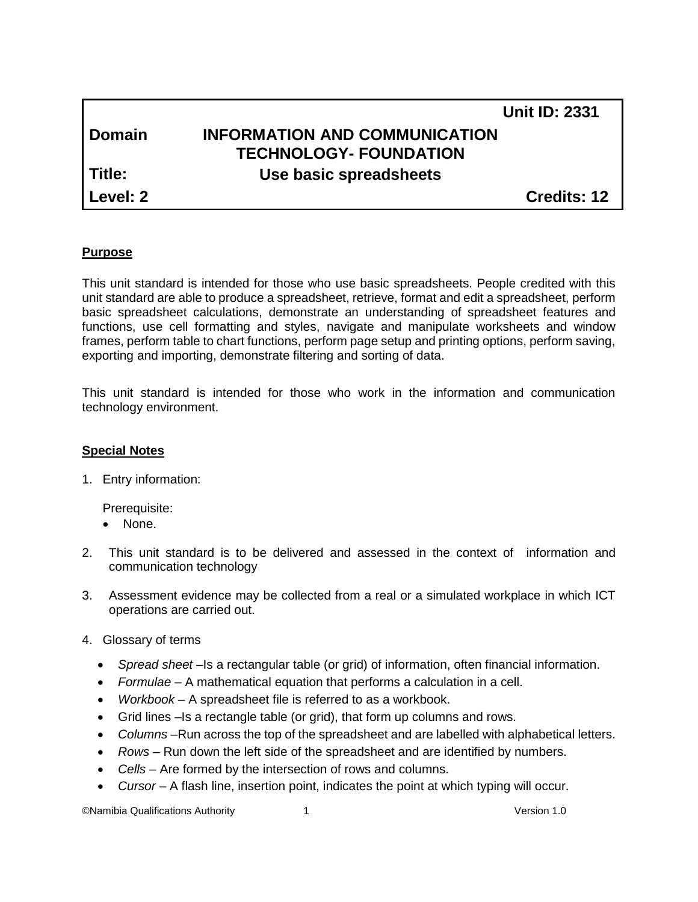| | | |
|---|---|---|
| | | **Unit ID: 2331** |
| **Domain** | **INFORMATION AND COMMUNICATION TECHNOLOGY- FOUNDATION** | |
| **Title:** | **Use basic spreadsheets** | |
| **Level: 2** | | **Credits: 12** |

## Purpose

This unit standard is intended for those who use basic spreadsheets. People credited with this unit standard are able to produce a spreadsheet, retrieve, format and edit a spreadsheet, perform basic spreadsheet calculations, demonstrate an understanding of spreadsheet features and functions, use cell formatting and styles, navigate and manipulate worksheets and window frames, perform table to chart functions, perform page setup and printing options, perform saving, exporting and importing, demonstrate filtering and sorting of data.

This unit standard is intended for those who work in the information and communication technology environment.

## Special Notes

1. Entry information:

   Prerequisite:
   - None.

2. This unit standard is to be delivered and assessed in the context of information and communication technology

3. Assessment evidence may be collected from a real or a simulated workplace in which ICT operations are carried out.

4. Glossary of terms

   - *Spread sheet* –Is a rectangular table (or grid) of information, often financial information.
   - *Formulae* – A mathematical equation that performs a calculation in a cell.
   - *Workbook* – A spreadsheet file is referred to as a workbook.
   - Grid lines –Is a rectangle table (or grid), that form up columns and rows.
   - *Columns* –Run across the top of the spreadsheet and are labelled with alphabetical letters.
   - *Rows* – Run down the left side of the spreadsheet and are identified by numbers.
   - *Cells* – Are formed by the intersection of rows and columns.
   - *Cursor* – A flash line, insertion point, indicates the point at which typing will occur.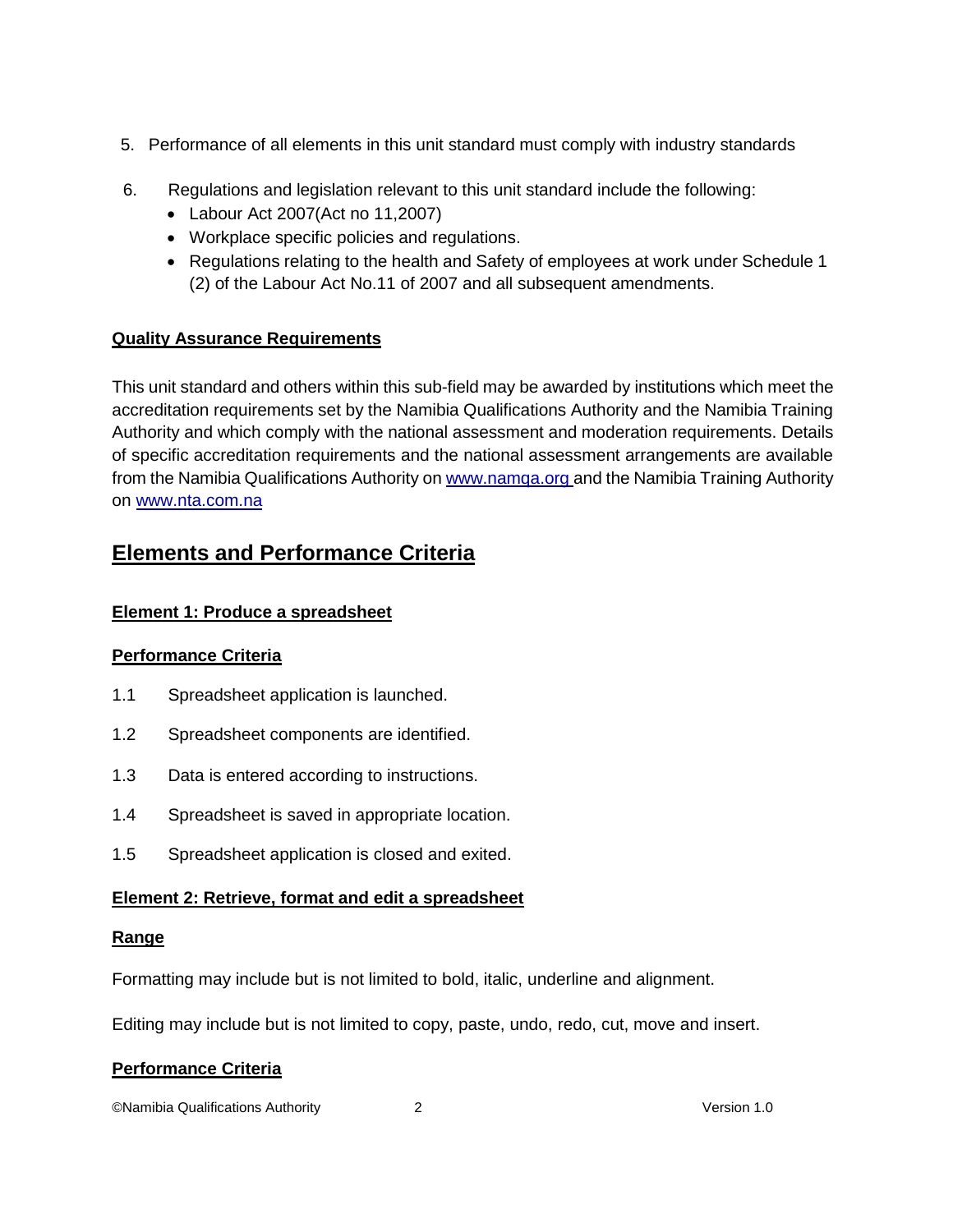5. Performance of all elements in this unit standard must comply with industry standards

6. Regulations and legislation relevant to this unit standard include the following:
   - Labour Act 2007(Act no 11,2007)
   - Workplace specific policies and regulations.
   - Regulations relating to the health and Safety of employees at work under Schedule 1 (2) of the Labour Act No.11 of 2007 and all subsequent amendments.

**Quality Assurance Requirements**

This unit standard and others within this sub-field may be awarded by institutions which meet the accreditation requirements set by the Namibia Qualifications Authority and the Namibia Training Authority and which comply with the national assessment and moderation requirements. Details of specific accreditation requirements and the national assessment arrangements are available from the Namibia Qualifications Authority on www.namqa.org and the Namibia Training Authority on www.nta.com.na

## Elements and Performance Criteria

**Element 1: Produce a spreadsheet**

**Performance Criteria**

1.1 Spreadsheet application is launched.

1.2 Spreadsheet components are identified.

1.3 Data is entered according to instructions.

1.4 Spreadsheet is saved in appropriate location.

1.5 Spreadsheet application is closed and exited.

**Element 2: Retrieve, format and edit a spreadsheet**

**Range**

Formatting may include but is not limited to bold, italic, underline and alignment.

Editing may include but is not limited to copy, paste, undo, redo, cut, move and insert.

**Performance Criteria**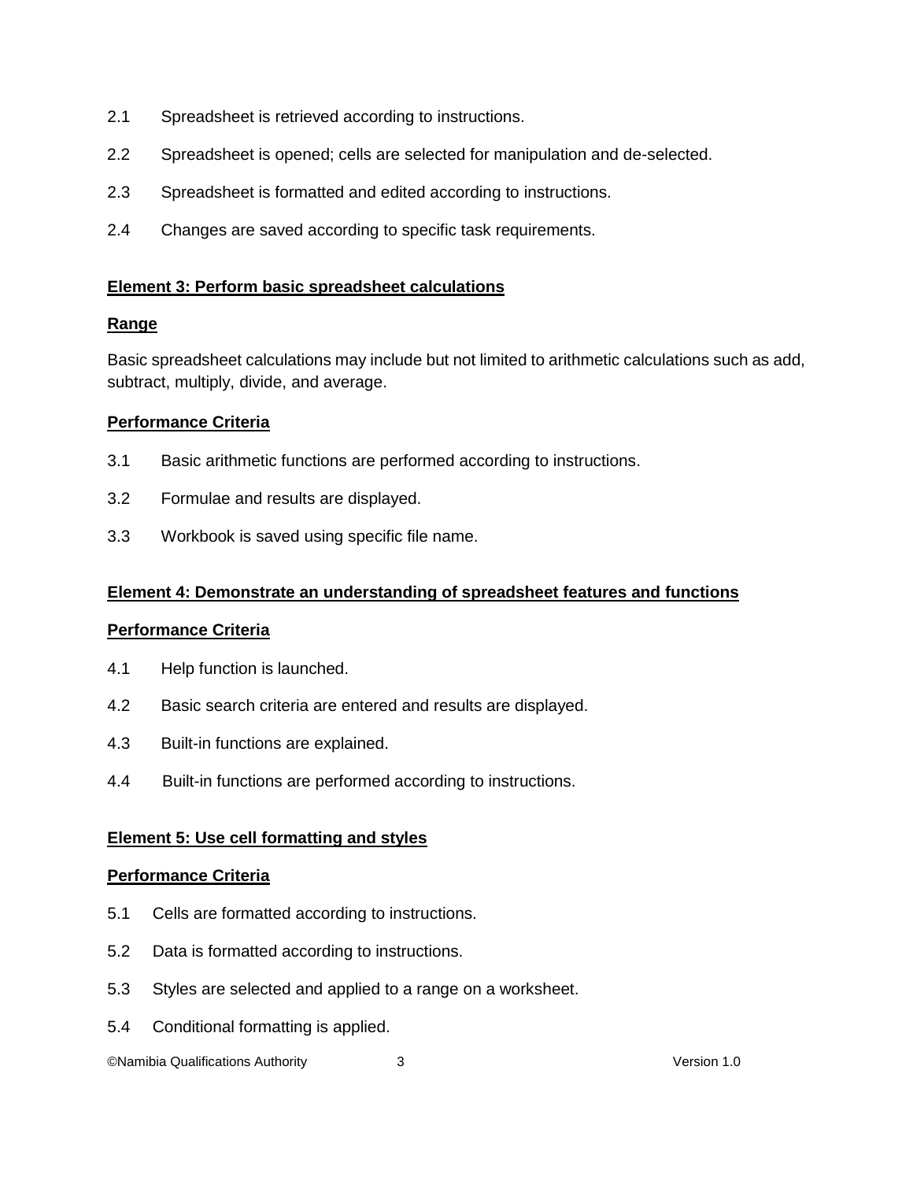2.1 Spreadsheet is retrieved according to instructions.

2.2 Spreadsheet is opened; cells are selected for manipulation and de-selected.

2.3 Spreadsheet is formatted and edited according to instructions.

2.4 Changes are saved according to specific task requirements.

## Element 3: Perform basic spreadsheet calculations

### Range

Basic spreadsheet calculations may include but not limited to arithmetic calculations such as add, subtract, multiply, divide, and average.

### Performance Criteria

3.1 Basic arithmetic functions are performed according to instructions.

3.2 Formulae and results are displayed.

3.3 Workbook is saved using specific file name.

## Element 4: Demonstrate an understanding of spreadsheet features and functions

### Performance Criteria

4.1 Help function is launched.

4.2 Basic search criteria are entered and results are displayed.

4.3 Built-in functions are explained.

4.4 Built-in functions are performed according to instructions.

## Element 5: Use cell formatting and styles

### Performance Criteria

5.1 Cells are formatted according to instructions.

5.2 Data is formatted according to instructions.

5.3 Styles are selected and applied to a range on a worksheet.

5.4 Conditional formatting is applied.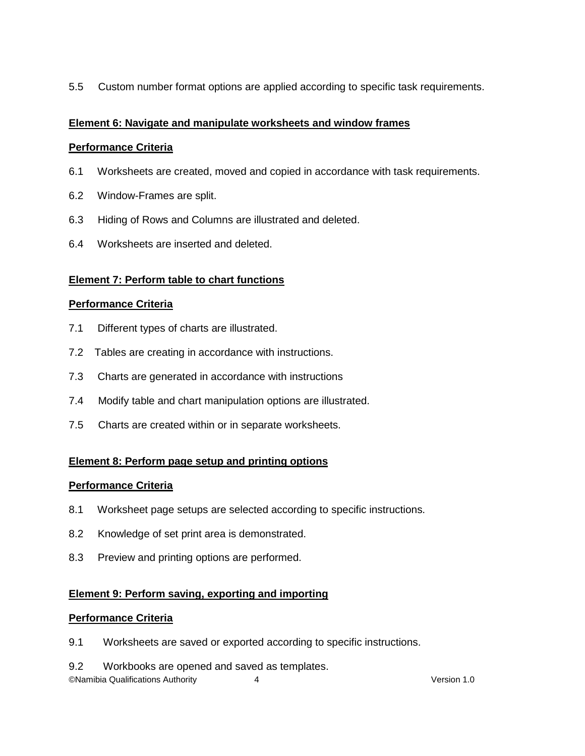5.5 Custom number format options are applied according to specific task requirements.

**Element 6: Navigate and manipulate worksheets and window frames**

**Performance Criteria**

6.1 Worksheets are created, moved and copied in accordance with task requirements.

6.2 Window-Frames are split.

6.3 Hiding of Rows and Columns are illustrated and deleted.

6.4 Worksheets are inserted and deleted.

**Element 7: Perform table to chart functions**

**Performance Criteria**

7.1 Different types of charts are illustrated.

7.2 Tables are creating in accordance with instructions.

7.3 Charts are generated in accordance with instructions

7.4 Modify table and chart manipulation options are illustrated.

7.5 Charts are created within or in separate worksheets.

**Element 8: Perform page setup and printing options**

**Performance Criteria**

8.1 Worksheet page setups are selected according to specific instructions.

8.2 Knowledge of set print area is demonstrated.

8.3 Preview and printing options are performed.

**Element 9: Perform saving, exporting and importing**

**Performance Criteria**

9.1 Worksheets are saved or exported according to specific instructions.

9.2 Workbooks are opened and saved as templates.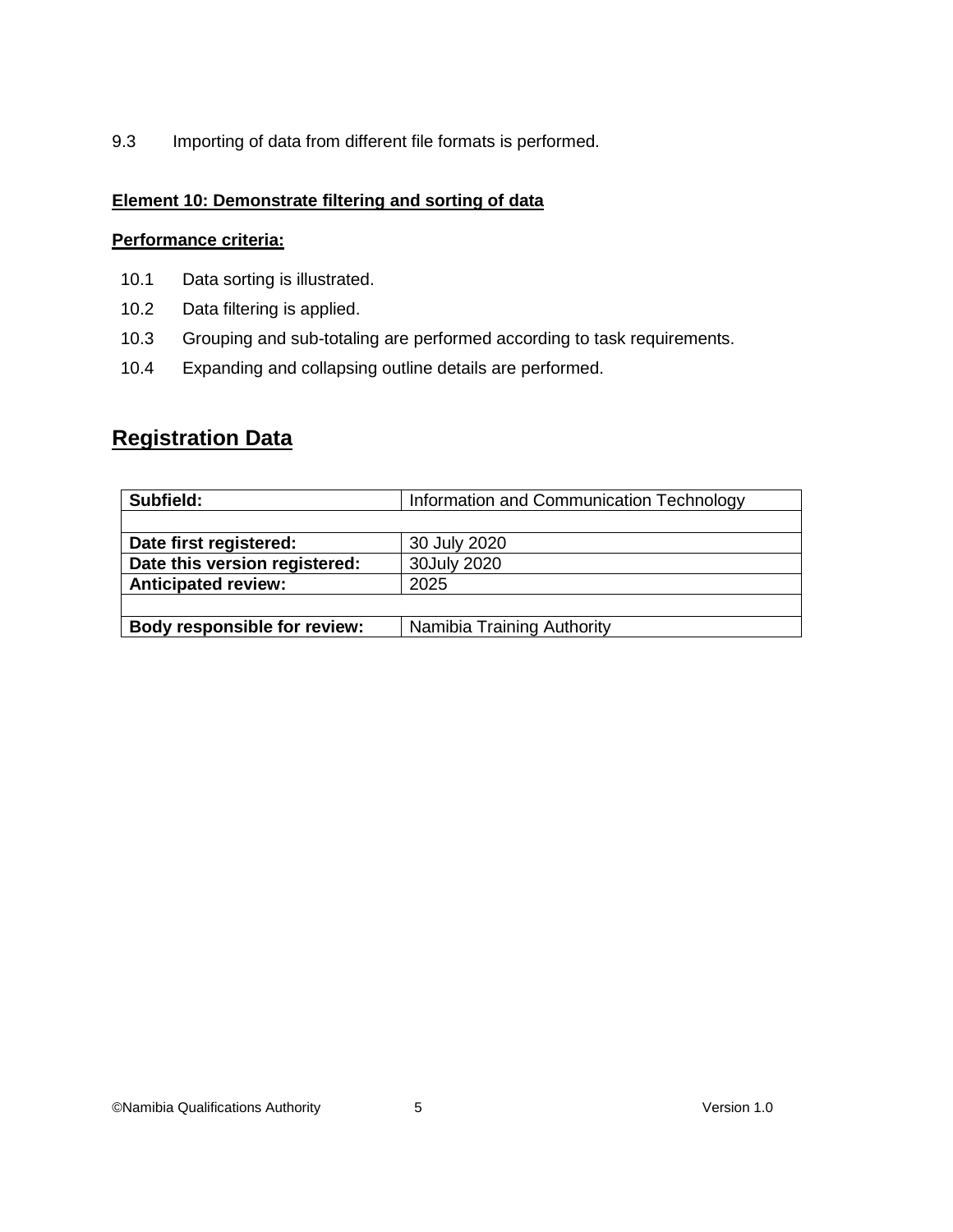9.3 Importing of data from different file formats is performed.

**Element 10: Demonstrate filtering and sorting of data**

**Performance criteria:**

10.1 Data sorting is illustrated.

10.2 Data filtering is applied.

10.3 Grouping and sub-totaling are performed according to task requirements.

10.4 Expanding and collapsing outline details are performed.

## Registration Data

| | |
|---|---|
| **Subfield:** | Information and Communication Technology |
| | |
| **Date first registered:** | 30 July 2020 |
| **Date this version registered:** | 30July 2020 |
| **Anticipated review:** | 2025 |
| | |
| **Body responsible for review:** | Namibia Training Authority |